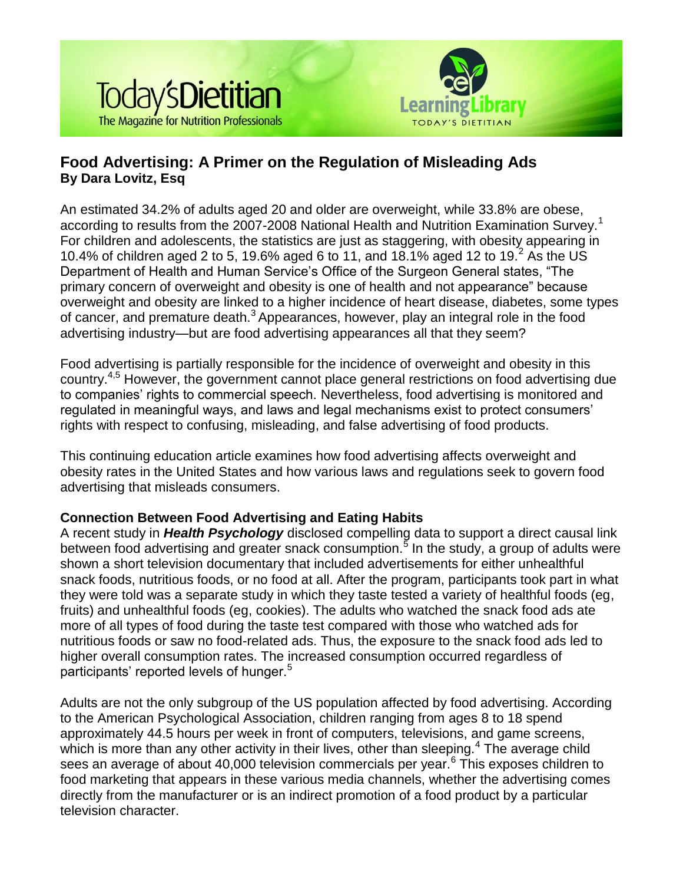# Food Advertising: A Primer on the Regulation of Misleading Ads

**By Dara Lovitz, Esq**

An estimated 34.2% of adults aged 20 and older are overweight, while 33.8% are obese, according to results from the 2007-2008 National Health and Nutrition Examination Survey.[1] For children and adolescents, the statistics are just as staggering, with obesity appearing in 10.4% of children aged 2 to 5, 19.6% aged 6 to 11, and 18.1% aged 12 to 19.[2] As the US Department of Health and Human Service's Office of the Surgeon General states, "The primary concern of overweight and obesity is one of health and not appearance" because overweight and obesity are linked to a higher incidence of heart disease, diabetes, some types of cancer, and premature death.[3] Appearances, however, play an integral role in the food advertising industry—but are food advertising appearances all that they seem?

Food advertising is partially responsible for the incidence of overweight and obesity in this country.[4,5] However, the government cannot place general restrictions on food advertising due to companies' rights to commercial speech. Nevertheless, food advertising is monitored and regulated in meaningful ways, and laws and legal mechanisms exist to protect consumers' rights with respect to confusing, misleading, and false advertising of food products.

This continuing education article examines how food advertising affects overweight and obesity rates in the United States and how various laws and regulations seek to govern food advertising that misleads consumers.

## Connection Between Food Advertising and Eating Habits

A recent study in ***Health Psychology*** disclosed compelling data to support a direct causal link between food advertising and greater snack consumption.[5] In the study, a group of adults were shown a short television documentary that included advertisements for either unhealthful snack foods, nutritious foods, or no food at all. After the program, participants took part in what they were told was a separate study in which they taste tested a variety of healthful foods (eg, fruits) and unhealthful foods (eg, cookies). The adults who watched the snack food ads ate more of all types of food during the taste test compared with those who watched ads for nutritious foods or saw no food-related ads. Thus, the exposure to the snack food ads led to higher overall consumption rates. The increased consumption occurred regardless of participants' reported levels of hunger.[5]

Adults are not the only subgroup of the US population affected by food advertising. According to the American Psychological Association, children ranging from ages 8 to 18 spend approximately 44.5 hours per week in front of computers, televisions, and game screens, which is more than any other activity in their lives, other than sleeping.[4] The average child sees an average of about 40,000 television commercials per year.[6] This exposes children to food marketing that appears in these various media channels, whether the advertising comes directly from the manufacturer or is an indirect promotion of a food product by a particular television character.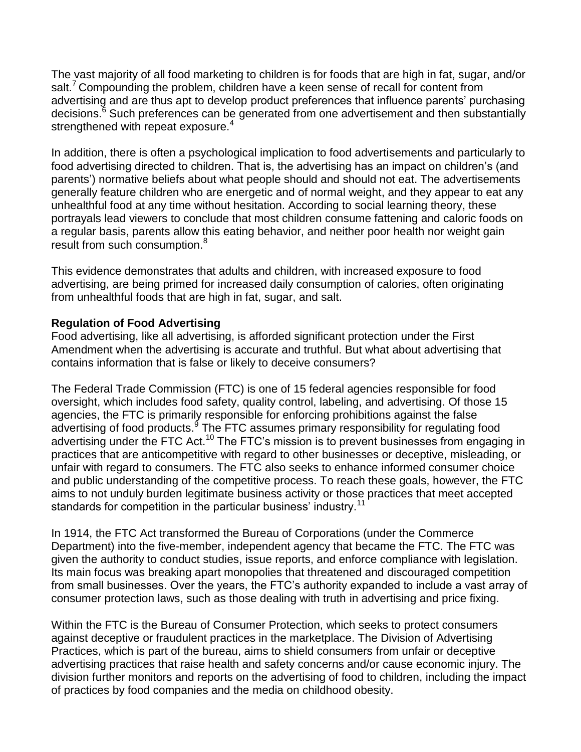The vast majority of all food marketing to children is for foods that are high in fat, sugar, and/or salt.[7] Compounding the problem, children have a keen sense of recall for content from advertising and are thus apt to develop product preferences that influence parents' purchasing decisions.[6] Such preferences can be generated from one advertisement and then substantially strengthened with repeat exposure.[4]

In addition, there is often a psychological implication to food advertisements and particularly to food advertising directed to children. That is, the advertising has an impact on children's (and parents') normative beliefs about what people should and should not eat. The advertisements generally feature children who are energetic and of normal weight, and they appear to eat any unhealthful food at any time without hesitation. According to social learning theory, these portrayals lead viewers to conclude that most children consume fattening and caloric foods on a regular basis, parents allow this eating behavior, and neither poor health nor weight gain result from such consumption.[8]

This evidence demonstrates that adults and children, with increased exposure to food advertising, are being primed for increased daily consumption of calories, often originating from unhealthful foods that are high in fat, sugar, and salt.

**Regulation of Food Advertising**

Food advertising, like all advertising, is afforded significant protection under the First Amendment when the advertising is accurate and truthful. But what about advertising that contains information that is false or likely to deceive consumers?

The Federal Trade Commission (FTC) is one of 15 federal agencies responsible for food oversight, which includes food safety, quality control, labeling, and advertising. Of those 15 agencies, the FTC is primarily responsible for enforcing prohibitions against the false advertising of food products.[9] The FTC assumes primary responsibility for regulating food advertising under the FTC Act.[10] The FTC's mission is to prevent businesses from engaging in practices that are anticompetitive with regard to other businesses or deceptive, misleading, or unfair with regard to consumers. The FTC also seeks to enhance informed consumer choice and public understanding of the competitive process. To reach these goals, however, the FTC aims to not unduly burden legitimate business activity or those practices that meet accepted standards for competition in the particular business' industry.[11]

In 1914, the FTC Act transformed the Bureau of Corporations (under the Commerce Department) into the five-member, independent agency that became the FTC. The FTC was given the authority to conduct studies, issue reports, and enforce compliance with legislation. Its main focus was breaking apart monopolies that threatened and discouraged competition from small businesses. Over the years, the FTC's authority expanded to include a vast array of consumer protection laws, such as those dealing with truth in advertising and price fixing.

Within the FTC is the Bureau of Consumer Protection, which seeks to protect consumers against deceptive or fraudulent practices in the marketplace. The Division of Advertising Practices, which is part of the bureau, aims to shield consumers from unfair or deceptive advertising practices that raise health and safety concerns and/or cause economic injury. The division further monitors and reports on the advertising of food to children, including the impact of practices by food companies and the media on childhood obesity.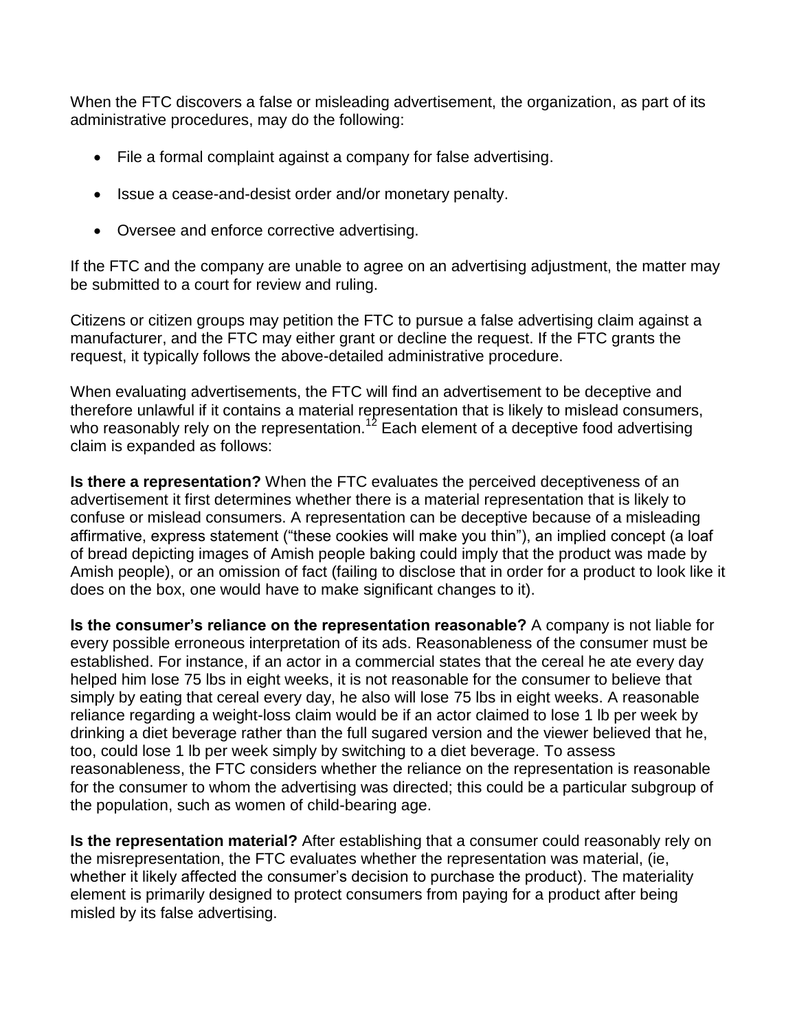When the FTC discovers a false or misleading advertisement, the organization, as part of its administrative procedures, may do the following:

- File a formal complaint against a company for false advertising.
- Issue a cease-and-desist order and/or monetary penalty.
- Oversee and enforce corrective advertising.

If the FTC and the company are unable to agree on an advertising adjustment, the matter may be submitted to a court for review and ruling.

Citizens or citizen groups may petition the FTC to pursue a false advertising claim against a manufacturer, and the FTC may either grant or decline the request. If the FTC grants the request, it typically follows the above-detailed administrative procedure.

When evaluating advertisements, the FTC will find an advertisement to be deceptive and therefore unlawful if it contains a material representation that is likely to mislead consumers, who reasonably rely on the representation.[12] Each element of a deceptive food advertising claim is expanded as follows:

**Is there a representation?** When the FTC evaluates the perceived deceptiveness of an advertisement it first determines whether there is a material representation that is likely to confuse or mislead consumers. A representation can be deceptive because of a misleading affirmative, express statement ("these cookies will make you thin"), an implied concept (a loaf of bread depicting images of Amish people baking could imply that the product was made by Amish people), or an omission of fact (failing to disclose that in order for a product to look like it does on the box, one would have to make significant changes to it).

**Is the consumer's reliance on the representation reasonable?** A company is not liable for every possible erroneous interpretation of its ads. Reasonableness of the consumer must be established. For instance, if an actor in a commercial states that the cereal he ate every day helped him lose 75 lbs in eight weeks, it is not reasonable for the consumer to believe that simply by eating that cereal every day, he also will lose 75 lbs in eight weeks. A reasonable reliance regarding a weight-loss claim would be if an actor claimed to lose 1 lb per week by drinking a diet beverage rather than the full sugared version and the viewer believed that he, too, could lose 1 lb per week simply by switching to a diet beverage. To assess reasonableness, the FTC considers whether the reliance on the representation is reasonable for the consumer to whom the advertising was directed; this could be a particular subgroup of the population, such as women of child-bearing age.

**Is the representation material?** After establishing that a consumer could reasonably rely on the misrepresentation, the FTC evaluates whether the representation was material, (ie, whether it likely affected the consumer's decision to purchase the product). The materiality element is primarily designed to protect consumers from paying for a product after being misled by its false advertising.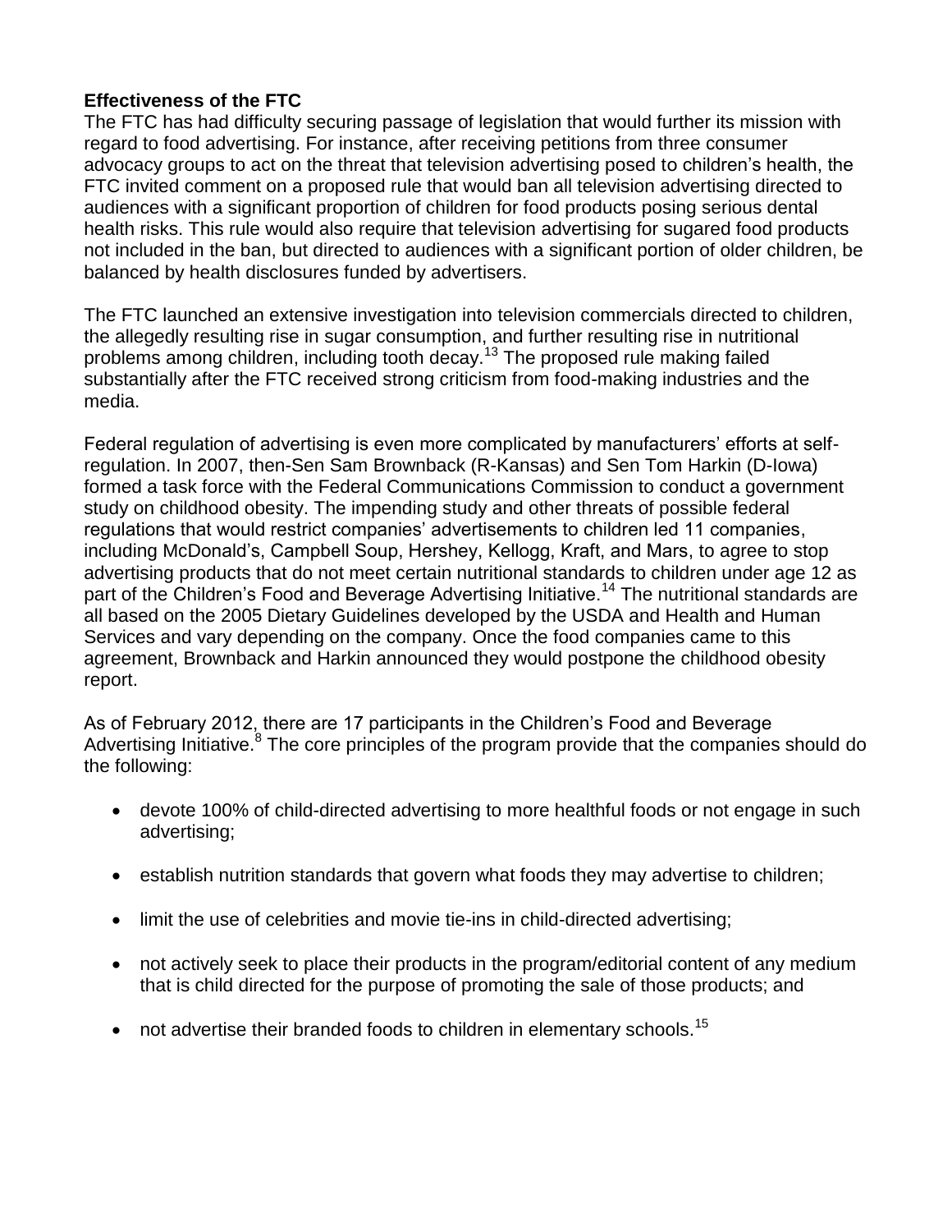**Effectiveness of the FTC**

The FTC has had difficulty securing passage of legislation that would further its mission with regard to food advertising. For instance, after receiving petitions from three consumer advocacy groups to act on the threat that television advertising posed to children's health, the FTC invited comment on a proposed rule that would ban all television advertising directed to audiences with a significant proportion of children for food products posing serious dental health risks. This rule would also require that television advertising for sugared food products not included in the ban, but directed to audiences with a significant portion of older children, be balanced by health disclosures funded by advertisers.

The FTC launched an extensive investigation into television commercials directed to children, the allegedly resulting rise in sugar consumption, and further resulting rise in nutritional problems among children, including tooth decay.[13] The proposed rule making failed substantially after the FTC received strong criticism from food-making industries and the media.

Federal regulation of advertising is even more complicated by manufacturers' efforts at self-regulation. In 2007, then-Sen Sam Brownback (R-Kansas) and Sen Tom Harkin (D-Iowa) formed a task force with the Federal Communications Commission to conduct a government study on childhood obesity. The impending study and other threats of possible federal regulations that would restrict companies' advertisements to children led 11 companies, including McDonald's, Campbell Soup, Hershey, Kellogg, Kraft, and Mars, to agree to stop advertising products that do not meet certain nutritional standards to children under age 12 as part of the Children's Food and Beverage Advertising Initiative.[14] The nutritional standards are all based on the 2005 Dietary Guidelines developed by the USDA and Health and Human Services and vary depending on the company. Once the food companies came to this agreement, Brownback and Harkin announced they would postpone the childhood obesity report.

As of February 2012, there are 17 participants in the Children's Food and Beverage Advertising Initiative.[8] The core principles of the program provide that the companies should do the following:

- devote 100% of child-directed advertising to more healthful foods or not engage in such advertising;
- establish nutrition standards that govern what foods they may advertise to children;
- limit the use of celebrities and movie tie-ins in child-directed advertising;
- not actively seek to place their products in the program/editorial content of any medium that is child directed for the purpose of promoting the sale of those products; and
- not advertise their branded foods to children in elementary schools.[15]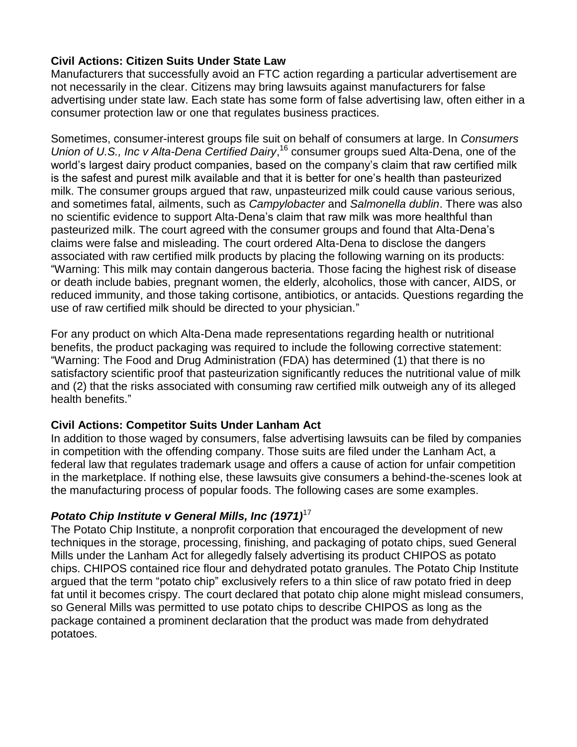### Civil Actions: Citizen Suits Under State Law

Manufacturers that successfully avoid an FTC action regarding a particular advertisement are not necessarily in the clear. Citizens may bring lawsuits against manufacturers for false advertising under state law. Each state has some form of false advertising law, often either in a consumer protection law or one that regulates business practices.

Sometimes, consumer-interest groups file suit on behalf of consumers at large. In *Consumers Union of U.S., Inc v Alta-Dena Certified Dairy*,[16] consumer groups sued Alta-Dena, one of the world's largest dairy product companies, based on the company's claim that raw certified milk is the safest and purest milk available and that it is better for one's health than pasteurized milk. The consumer groups argued that raw, unpasteurized milk could cause various serious, and sometimes fatal, ailments, such as *Campylobacter* and *Salmonella dublin*. There was also no scientific evidence to support Alta-Dena's claim that raw milk was more healthful than pasteurized milk. The court agreed with the consumer groups and found that Alta-Dena's claims were false and misleading. The court ordered Alta-Dena to disclose the dangers associated with raw certified milk products by placing the following warning on its products: "Warning: This milk may contain dangerous bacteria. Those facing the highest risk of disease or death include babies, pregnant women, the elderly, alcoholics, those with cancer, AIDS, or reduced immunity, and those taking cortisone, antibiotics, or antacids. Questions regarding the use of raw certified milk should be directed to your physician."

For any product on which Alta-Dena made representations regarding health or nutritional benefits, the product packaging was required to include the following corrective statement: "Warning: The Food and Drug Administration (FDA) has determined (1) that there is no satisfactory scientific proof that pasteurization significantly reduces the nutritional value of milk and (2) that the risks associated with consuming raw certified milk outweigh any of its alleged health benefits."

### Civil Actions: Competitor Suits Under Lanham Act

In addition to those waged by consumers, false advertising lawsuits can be filed by companies in competition with the offending company. Those suits are filed under the Lanham Act, a federal law that regulates trademark usage and offers a cause of action for unfair competition in the marketplace. If nothing else, these lawsuits give consumers a behind-the-scenes look at the manufacturing process of popular foods. The following cases are some examples.

### *Potato Chip Institute v General Mills, Inc (1971)*[17]

The Potato Chip Institute, a nonprofit corporation that encouraged the development of new techniques in the storage, processing, finishing, and packaging of potato chips, sued General Mills under the Lanham Act for allegedly falsely advertising its product CHIPOS as potato chips. CHIPOS contained rice flour and dehydrated potato granules. The Potato Chip Institute argued that the term "potato chip" exclusively refers to a thin slice of raw potato fried in deep fat until it becomes crispy. The court declared that potato chip alone might mislead consumers, so General Mills was permitted to use potato chips to describe CHIPOS as long as the package contained a prominent declaration that the product was made from dehydrated potatoes.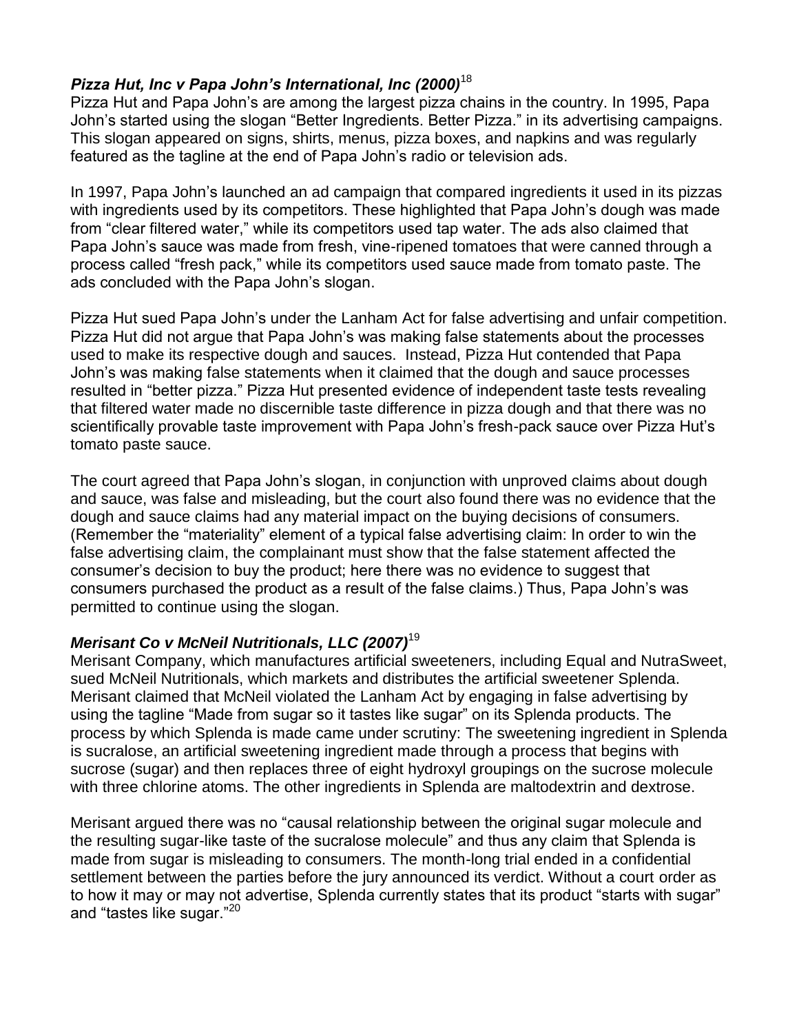### *Pizza Hut, Inc v Papa John's International, Inc (2000)*[18]

Pizza Hut and Papa John's are among the largest pizza chains in the country. In 1995, Papa John's started using the slogan "Better Ingredients. Better Pizza." in its advertising campaigns. This slogan appeared on signs, shirts, menus, pizza boxes, and napkins and was regularly featured as the tagline at the end of Papa John's radio or television ads.

In 1997, Papa John's launched an ad campaign that compared ingredients it used in its pizzas with ingredients used by its competitors. These highlighted that Papa John's dough was made from "clear filtered water," while its competitors used tap water. The ads also claimed that Papa John's sauce was made from fresh, vine-ripened tomatoes that were canned through a process called "fresh pack," while its competitors used sauce made from tomato paste. The ads concluded with the Papa John's slogan.

Pizza Hut sued Papa John's under the Lanham Act for false advertising and unfair competition. Pizza Hut did not argue that Papa John's was making false statements about the processes used to make its respective dough and sauces. Instead, Pizza Hut contended that Papa John's was making false statements when it claimed that the dough and sauce processes resulted in "better pizza." Pizza Hut presented evidence of independent taste tests revealing that filtered water made no discernible taste difference in pizza dough and that there was no scientifically provable taste improvement with Papa John's fresh-pack sauce over Pizza Hut's tomato paste sauce.

The court agreed that Papa John's slogan, in conjunction with unproved claims about dough and sauce, was false and misleading, but the court also found there was no evidence that the dough and sauce claims had any material impact on the buying decisions of consumers. (Remember the "materiality" element of a typical false advertising claim: In order to win the false advertising claim, the complainant must show that the false statement affected the consumer's decision to buy the product; here there was no evidence to suggest that consumers purchased the product as a result of the false claims.) Thus, Papa John's was permitted to continue using the slogan.

### *Merisant Co v McNeil Nutritionals, LLC (2007)*[19]

Merisant Company, which manufactures artificial sweeteners, including Equal and NutraSweet, sued McNeil Nutritionals, which markets and distributes the artificial sweetener Splenda. Merisant claimed that McNeil violated the Lanham Act by engaging in false advertising by using the tagline "Made from sugar so it tastes like sugar" on its Splenda products. The process by which Splenda is made came under scrutiny: The sweetening ingredient in Splenda is sucralose, an artificial sweetening ingredient made through a process that begins with sucrose (sugar) and then replaces three of eight hydroxyl groupings on the sucrose molecule with three chlorine atoms. The other ingredients in Splenda are maltodextrin and dextrose.

Merisant argued there was no "causal relationship between the original sugar molecule and the resulting sugar-like taste of the sucralose molecule" and thus any claim that Splenda is made from sugar is misleading to consumers. The month-long trial ended in a confidential settlement between the parties before the jury announced its verdict. Without a court order as to how it may or may not advertise, Splenda currently states that its product "starts with sugar" and "tastes like sugar."[20]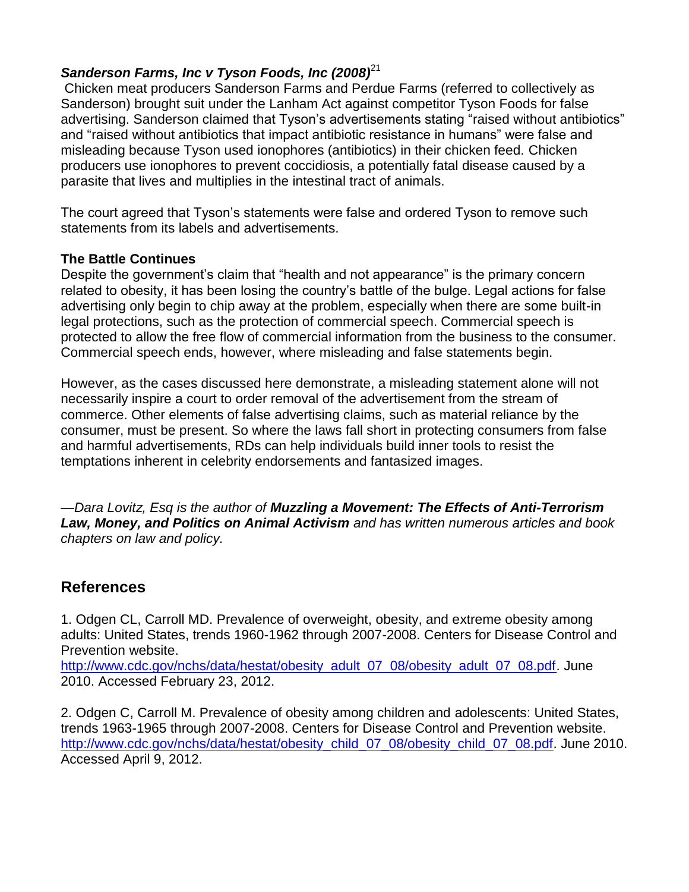### *Sanderson Farms, Inc v Tyson Foods, Inc (2008)*[21]

Chicken meat producers Sanderson Farms and Perdue Farms (referred to collectively as Sanderson) brought suit under the Lanham Act against competitor Tyson Foods for false advertising. Sanderson claimed that Tyson's advertisements stating "raised without antibiotics" and "raised without antibiotics that impact antibiotic resistance in humans" were false and misleading because Tyson used ionophores (antibiotics) in their chicken feed. Chicken producers use ionophores to prevent coccidiosis, a potentially fatal disease caused by a parasite that lives and multiplies in the intestinal tract of animals.

The court agreed that Tyson's statements were false and ordered Tyson to remove such statements from its labels and advertisements.

**The Battle Continues**

Despite the government's claim that "health and not appearance" is the primary concern related to obesity, it has been losing the country's battle of the bulge. Legal actions for false advertising only begin to chip away at the problem, especially when there are some built-in legal protections, such as the protection of commercial speech. Commercial speech is protected to allow the free flow of commercial information from the business to the consumer. Commercial speech ends, however, where misleading and false statements begin.

However, as the cases discussed here demonstrate, a misleading statement alone will not necessarily inspire a court to order removal of the advertisement from the stream of commerce. Other elements of false advertising claims, such as material reliance by the consumer, must be present. So where the laws fall short in protecting consumers from false and harmful advertisements, RDs can help individuals build inner tools to resist the temptations inherent in celebrity endorsements and fantasized images.

*—Dara Lovitz, Esq is the author of* ***Muzzling a Movement: The Effects of Anti-Terrorism Law, Money, and Politics on Animal Activism*** *and has written numerous articles and book chapters on law and policy.*

## References

1. Odgen CL, Carroll MD. Prevalence of overweight, obesity, and extreme obesity among adults: United States, trends 1960-1962 through 2007-2008. Centers for Disease Control and Prevention website. http://www.cdc.gov/nchs/data/hestat/obesity_adult_07_08/obesity_adult_07_08.pdf. June 2010. Accessed February 23, 2012.

2. Odgen C, Carroll M. Prevalence of obesity among children and adolescents: United States, trends 1963-1965 through 2007-2008. Centers for Disease Control and Prevention website. http://www.cdc.gov/nchs/data/hestat/obesity_child_07_08/obesity_child_07_08.pdf. June 2010. Accessed April 9, 2012.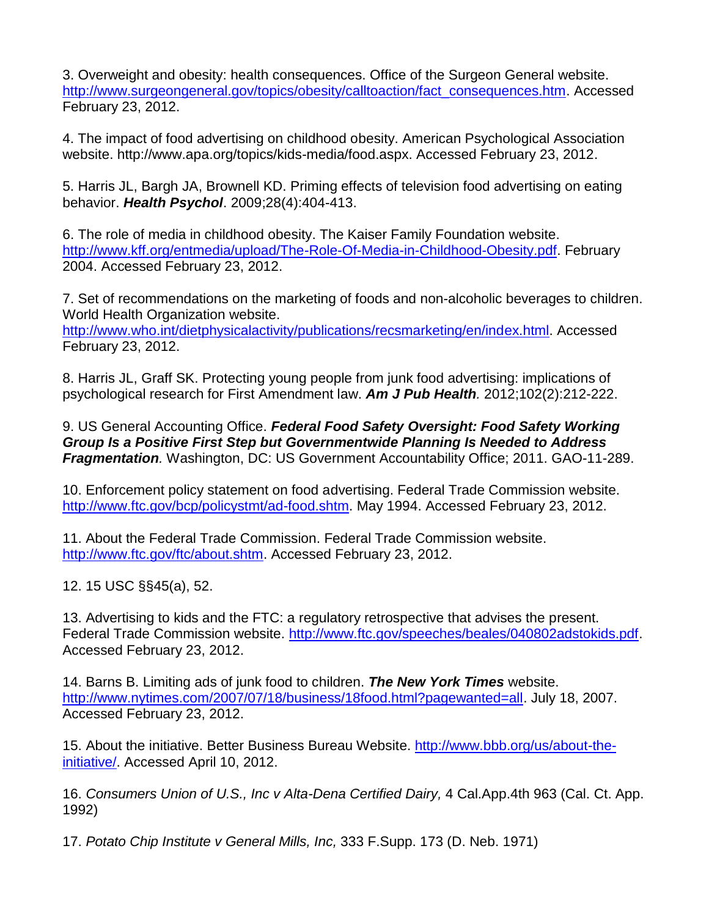3. Overweight and obesity: health consequences. Office of the Surgeon General website. http://www.surgeongeneral.gov/topics/obesity/calltoaction/fact_consequences.htm. Accessed February 23, 2012.

4. The impact of food advertising on childhood obesity. American Psychological Association website. http://www.apa.org/topics/kids-media/food.aspx. Accessed February 23, 2012.

5. Harris JL, Bargh JA, Brownell KD. Priming effects of television food advertising on eating behavior. ***Health Psychol***. 2009;28(4):404-413.

6. The role of media in childhood obesity. The Kaiser Family Foundation website. http://www.kff.org/entmedia/upload/The-Role-Of-Media-in-Childhood-Obesity.pdf. February 2004. Accessed February 23, 2012.

7. Set of recommendations on the marketing of foods and non-alcoholic beverages to children. World Health Organization website. http://www.who.int/dietphysicalactivity/publications/recsmarketing/en/index.html. Accessed February 23, 2012.

8. Harris JL, Graff SK. Protecting young people from junk food advertising: implications of psychological research for First Amendment law. ***Am J Pub Health.*** 2012;102(2):212-222.

9. US General Accounting Office. ***Federal Food Safety Oversight: Food Safety Working Group Is a Positive First Step but Governmentwide Planning Is Needed to Address Fragmentation***. Washington, DC: US Government Accountability Office; 2011. GAO-11-289.

10. Enforcement policy statement on food advertising. Federal Trade Commission website. http://www.ftc.gov/bcp/policystmt/ad-food.shtm. May 1994. Accessed February 23, 2012.

11. About the Federal Trade Commission. Federal Trade Commission website. http://www.ftc.gov/ftc/about.shtm. Accessed February 23, 2012.

12. 15 USC §§45(a), 52.

13. Advertising to kids and the FTC: a regulatory retrospective that advises the present. Federal Trade Commission website. http://www.ftc.gov/speeches/beales/040802adstokids.pdf. Accessed February 23, 2012.

14. Barns B. Limiting ads of junk food to children. ***The New York Times*** website. http://www.nytimes.com/2007/07/18/business/18food.html?pagewanted=all. July 18, 2007. Accessed February 23, 2012.

15. About the initiative. Better Business Bureau Website. http://www.bbb.org/us/about-the-initiative/. Accessed April 10, 2012.

16. *Consumers Union of U.S., Inc v Alta-Dena Certified Dairy,* 4 Cal.App.4th 963 (Cal. Ct. App. 1992)

17. *Potato Chip Institute v General Mills, Inc,* 333 F.Supp. 173 (D. Neb. 1971)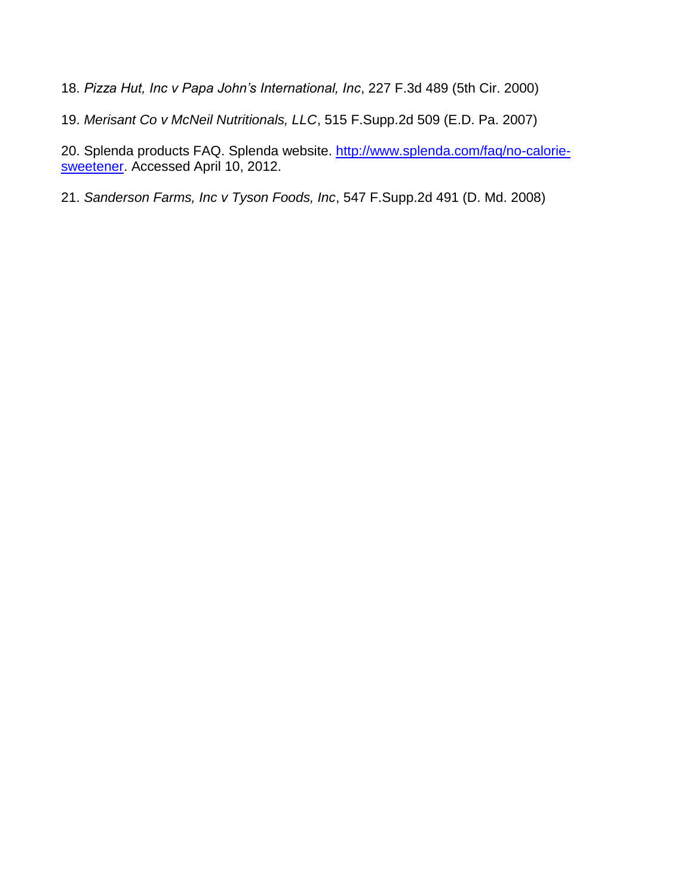18. *Pizza Hut, Inc v Papa John's International, Inc*, 227 F.3d 489 (5th Cir. 2000)

19. *Merisant Co v McNeil Nutritionals, LLC*, 515 F.Supp.2d 509 (E.D. Pa. 2007)

20. Splenda products FAQ. Splenda website. [http://www.splenda.com/faq/no-calorie-sweetener](http://www.splenda.com/faq/no-calorie-sweetener). Accessed April 10, 2012.

21. *Sanderson Farms, Inc v Tyson Foods, Inc*, 547 F.Supp.2d 491 (D. Md. 2008)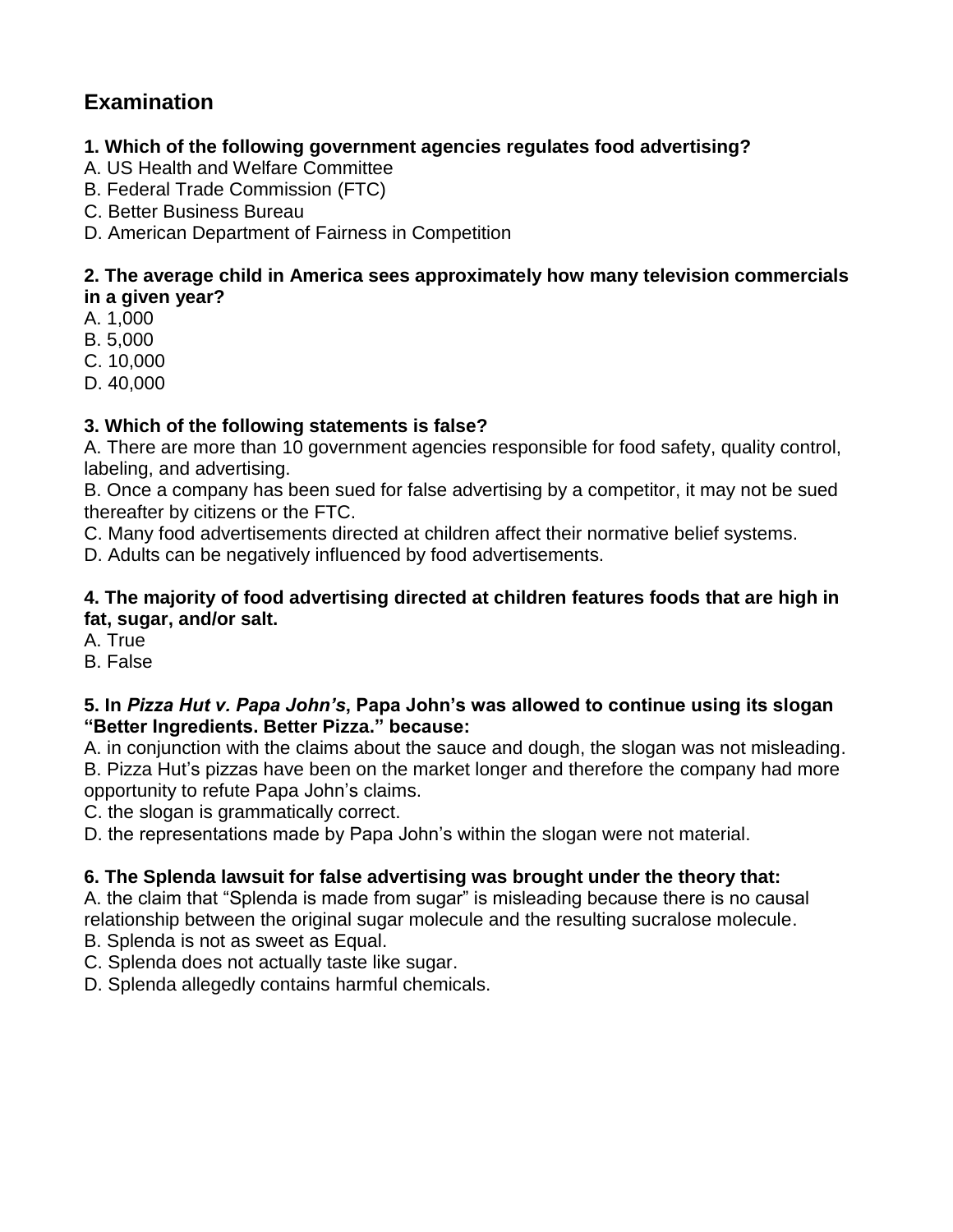## Examination

**1. Which of the following government agencies regulates food advertising?**
A. US Health and Welfare Committee
B. Federal Trade Commission (FTC)
C. Better Business Bureau
D. American Department of Fairness in Competition

**2. The average child in America sees approximately how many television commercials in a given year?**
A. 1,000
B. 5,000
C. 10,000
D. 40,000

**3. Which of the following statements is false?**
A. There are more than 10 government agencies responsible for food safety, quality control, labeling, and advertising.
B. Once a company has been sued for false advertising by a competitor, it may not be sued thereafter by citizens or the FTC.
C. Many food advertisements directed at children affect their normative belief systems.
D. Adults can be negatively influenced by food advertisements.

**4. The majority of food advertising directed at children features foods that are high in fat, sugar, and/or salt.**
A. True
B. False

**5. In *Pizza Hut v. Papa John's*, Papa John's was allowed to continue using its slogan "Better Ingredients. Better Pizza." because:**
A. in conjunction with the claims about the sauce and dough, the slogan was not misleading.
B. Pizza Hut's pizzas have been on the market longer and therefore the company had more opportunity to refute Papa John's claims.
C. the slogan is grammatically correct.
D. the representations made by Papa John's within the slogan were not material.

**6. The Splenda lawsuit for false advertising was brought under the theory that:**
A. the claim that "Splenda is made from sugar" is misleading because there is no causal relationship between the original sugar molecule and the resulting sucralose molecule.
B. Splenda is not as sweet as Equal.
C. Splenda does not actually taste like sugar.
D. Splenda allegedly contains harmful chemicals.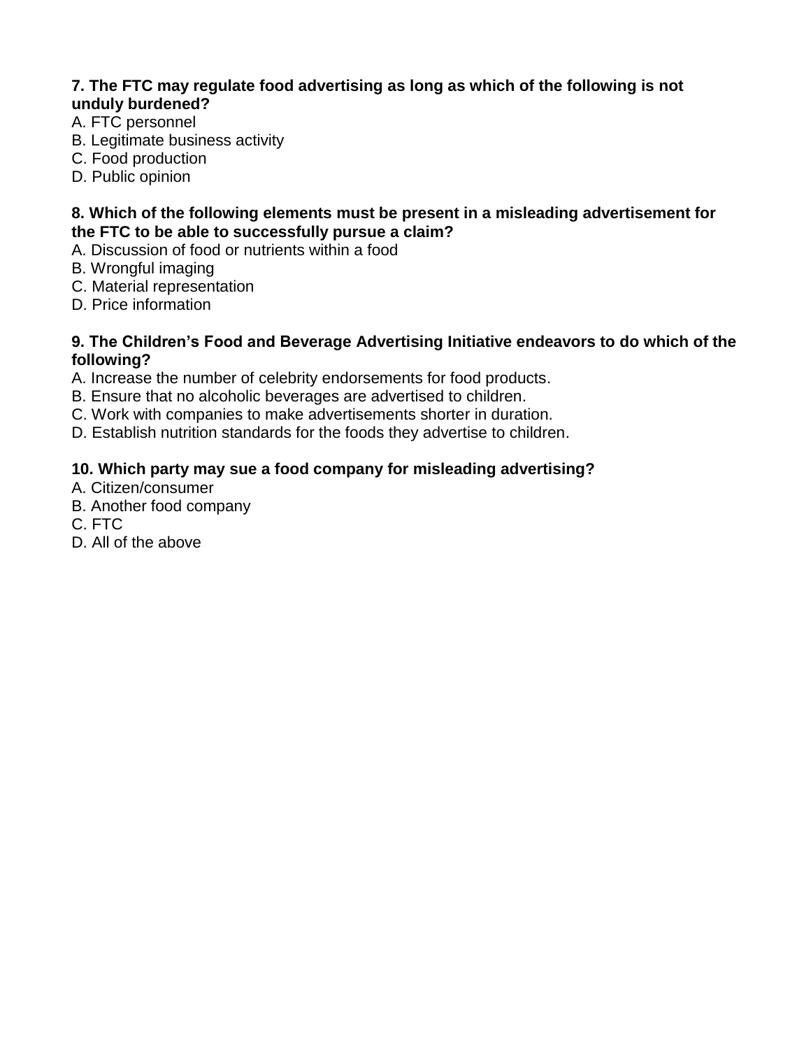**7. The FTC may regulate food advertising as long as which of the following is not unduly burdened?**

A. FTC personnel
B. Legitimate business activity
C. Food production
D. Public opinion

**8. Which of the following elements must be present in a misleading advertisement for the FTC to be able to successfully pursue a claim?**

A. Discussion of food or nutrients within a food
B. Wrongful imaging
C. Material representation
D. Price information

**9. The Children's Food and Beverage Advertising Initiative endeavors to do which of the following?**

A. Increase the number of celebrity endorsements for food products.
B. Ensure that no alcoholic beverages are advertised to children.
C. Work with companies to make advertisements shorter in duration.
D. Establish nutrition standards for the foods they advertise to children.

**10. Which party may sue a food company for misleading advertising?**

A. Citizen/consumer
B. Another food company
C. FTC
D. All of the above